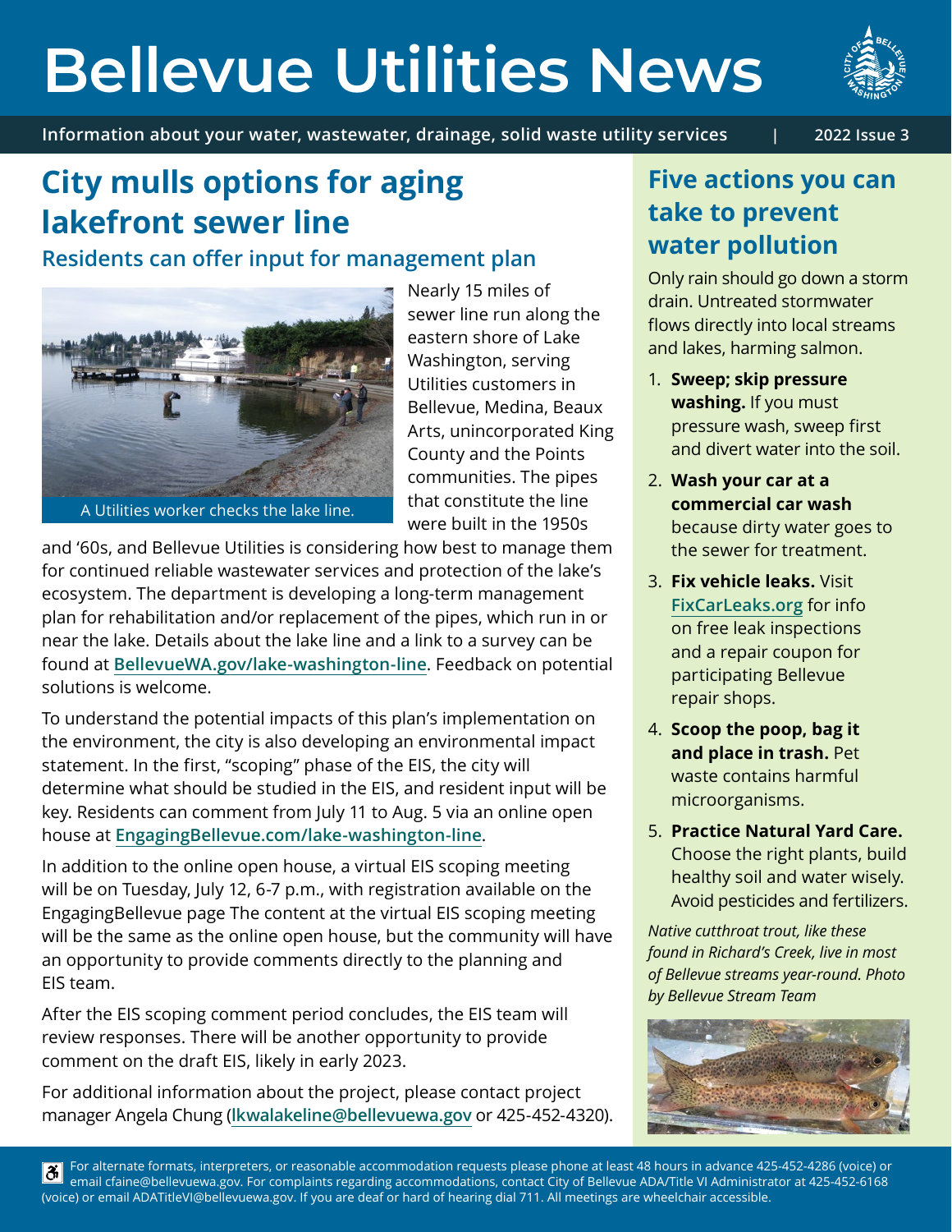# Bellevue Utilities News

**Information about your water, wastewater, drainage, solid waste utility services | 2022 Issue 3**

## City mulls options for aging lakefront sewer line

### Residents can offer input for management plan

A Utilities worker checks the lake line.

Nearly 15 miles of sewer line run along the eastern shore of Lake Washington, serving Utilities customers in Bellevue, Medina, Beaux Arts, unincorporated King County and the Points communities. The pipes that constitute the line were built in the 1950s and '60s, and Bellevue Utilities is considering how best to manage them for continued reliable wastewater services and protection of the lake's ecosystem. The department is developing a long-term management plan for rehabilitation and/or replacement of the pipes, which run in or near the lake. Details about the lake line and a link to a survey can be found at **BellevueWA.gov/lake-washington-line**. Feedback on potential solutions is welcome.

To understand the potential impacts of this plan's implementation on the environment, the city is also developing an environmental impact statement. In the first, "scoping" phase of the EIS, the city will determine what should be studied in the EIS, and resident input will be key. Residents can comment from July 11 to Aug. 5 via an online open house at **EngagingBellevue.com/lake-washington-line**.

In addition to the online open house, a virtual EIS scoping meeting will be on Tuesday, July 12, 6-7 p.m., with registration available on the EngagingBellevue page The content at the virtual EIS scoping meeting will be the same as the online open house, but the community will have an opportunity to provide comments directly to the planning and EIS team.

After the EIS scoping comment period concludes, the EIS team will review responses. There will be another opportunity to provide comment on the draft EIS, likely in early 2023.

For additional information about the project, please contact project manager Angela Chung (**lkwalakeline@bellevuewa.gov** or 425-452-4320).

## Five actions you can take to prevent water pollution

Only rain should go down a storm drain. Untreated stormwater flows directly into local streams and lakes, harming salmon.

1. **Sweep; skip pressure washing.** If you must pressure wash, sweep first and divert water into the soil.
2. **Wash your car at a commercial car wash** because dirty water goes to the sewer for treatment.
3. **Fix vehicle leaks.** Visit **FixCarLeaks.org** for info on free leak inspections and a repair coupon for participating Bellevue repair shops.
4. **Scoop the poop, bag it and place in trash.** Pet waste contains harmful microorganisms.
5. **Practice Natural Yard Care.** Choose the right plants, build healthy soil and water wisely. Avoid pesticides and fertilizers.

*Native cutthroat trout, like these found in Richard's Creek, live in most of Bellevue streams year-round. Photo by Bellevue Stream Team*

For alternate formats, interpreters, or reasonable accommodation requests please phone at least 48 hours in advance 425-452-4286 (voice) or email cfaine@bellevuewa.gov. For complaints regarding accommodations, contact City of Bellevue ADA/Title VI Administrator at 425-452-6168 (voice) or email ADATitleVI@bellevuewa.gov. If you are deaf or hard of hearing dial 711. All meetings are wheelchair accessible.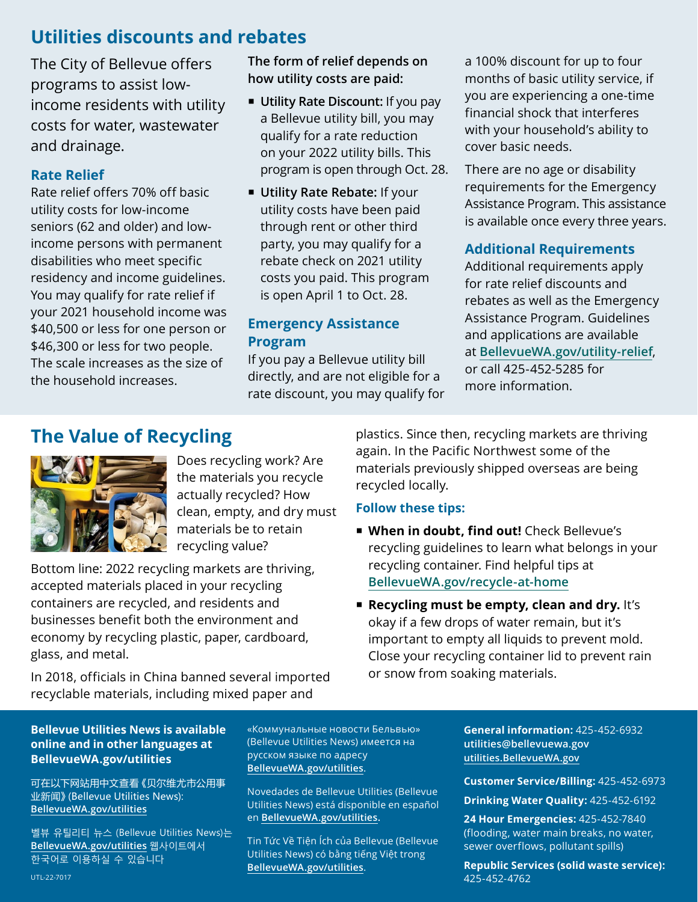## Utilities discounts and rebates

The City of Bellevue offers programs to assist low-income residents with utility costs for water, wastewater and drainage.

### Rate Relief

Rate relief offers 70% off basic utility costs for low-income seniors (62 and older) and low-income persons with permanent disabilities who meet specific residency and income guidelines. You may qualify for rate relief if your 2021 household income was $40,500 or less for one person or $46,300 or less for two people. The scale increases as the size of the household increases.

**The form of relief depends on how utility costs are paid:**

- **Utility Rate Discount:** If you pay a Bellevue utility bill, you may qualify for a rate reduction on your 2022 utility bills. This program is open through Oct. 28.
- **Utility Rate Rebate:** If your utility costs have been paid through rent or other third party, you may qualify for a rebate check on 2021 utility costs you paid. This program is open April 1 to Oct. 28.

### Emergency Assistance Program

If you pay a Bellevue utility bill directly, and are not eligible for a rate discount, you may qualify for a 100% discount for up to four months of basic utility service, if you are experiencing a one-time financial shock that interferes with your household's ability to cover basic needs.

There are no age or disability requirements for the Emergency Assistance Program. This assistance is available once every three years.

### Additional Requirements

Additional requirements apply for rate relief discounts and rebates as well as the Emergency Assistance Program. Guidelines and applications are available at BellevueWA.gov/utility-relief, or call 425-452-5285 for more information.

## The Value of Recycling

Does recycling work? Are the materials you recycle actually recycled? How clean, empty, and dry must materials be to retain recycling value?

Bottom line: 2022 recycling markets are thriving, accepted materials placed in your recycling containers are recycled, and residents and businesses benefit both the environment and economy by recycling plastic, paper, cardboard, glass, and metal.

In 2018, officials in China banned several imported recyclable materials, including mixed paper and plastics. Since then, recycling markets are thriving again. In the Pacific Northwest some of the materials previously shipped overseas are being recycled locally.

### Follow these tips:

- **When in doubt, find out!** Check Bellevue's recycling guidelines to learn what belongs in your recycling container. Find helpful tips at BellevueWA.gov/recycle-at-home
- **Recycling must be empty, clean and dry.** It's okay if a few drops of water remain, but it's important to empty all liquids to prevent mold. Close your recycling container lid to prevent rain or snow from soaking materials.

**Bellevue Utilities News is available online and in other languages at BellevueWA.gov/utilities**

可在以下网站用中文查看《贝尔维尤市公用事业新闻》(Bellevue Utilities News): BellevueWA.gov/utilities

벨뷰 유틸리티 뉴스 (Bellevue Utilities News)는 BellevueWA.gov/utilities 웹사이트에서 한국어로 이용하실 수 있습니다

«Коммунальные новости Бельвью» (Bellevue Utilities News) имеется на русском языке по адресу BellevueWA.gov/utilities.

Novedades de Bellevue Utilities (Bellevue Utilities News) está disponible en español en BellevueWA.gov/utilities.

Tin Tức Về Tiện Ích của Bellevue (Bellevue Utilities News) có bằng tiếng Việt trong BellevueWA.gov/utilities.

**General information:** 425-452-6932
utilities@bellevuewa.gov
utilities.BellevueWA.gov

**Customer Service/Billing:** 425-452-6973

**Drinking Water Quality:** 425-452-6192

**24 Hour Emergencies:** 425-452-7840 (flooding, water main breaks, no water, sewer overflows, pollutant spills)

**Republic Services (solid waste service):** 425-452-4762

UTL-22-7017